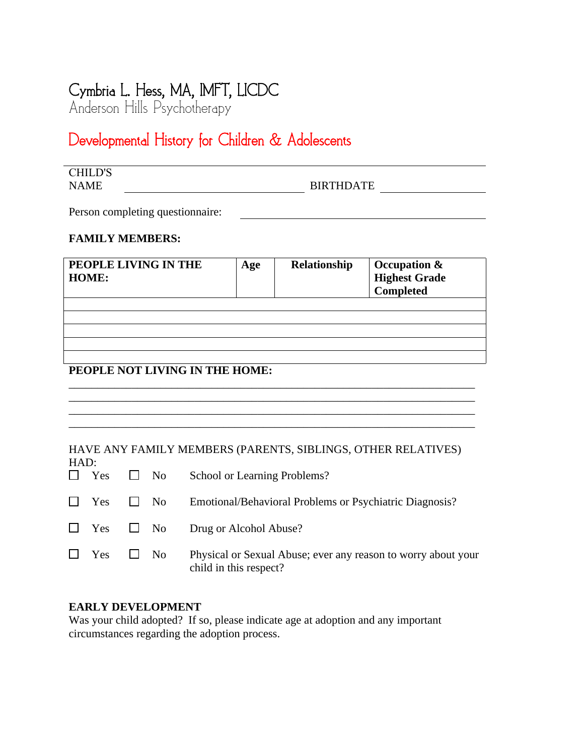# Cymbria L. Hess, MA, IMFT, LICDC

Anderson Hills Psychotherapy

## Developmental History for Children & Adolescents

CHILD'S NAME ______________________________ BIRTHDATE ________________

Person completing questionnaire: ________________________________________

**FAMILY MEMBERS:**

| PEOPLE LIVING IN THE HOME: | Age | Relationship | Occupation & Highest Grade Completed |
|---|---|---|---|
| | | | |
| | | | |
| | | | |
| | | | |
| | | | |

**PEOPLE NOT LIVING IN THE HOME:**

______________________________________________________________________
______________________________________________________________________
______________________________________________________________________
______________________________________________________________________

HAVE ANY FAMILY MEMBERS (PARENTS, SIBLINGS, OTHER RELATIVES) HAD:

☐ Yes ☐ No School or Learning Problems?

☐ Yes ☐ No Emotional/Behavioral Problems or Psychiatric Diagnosis?

☐ Yes ☐ No Drug or Alcohol Abuse?

☐ Yes ☐ No Physical or Sexual Abuse; ever any reason to worry about your child in this respect?

**EARLY DEVELOPMENT**

Was your child adopted? If so, please indicate age at adoption and any important circumstances regarding the adoption process.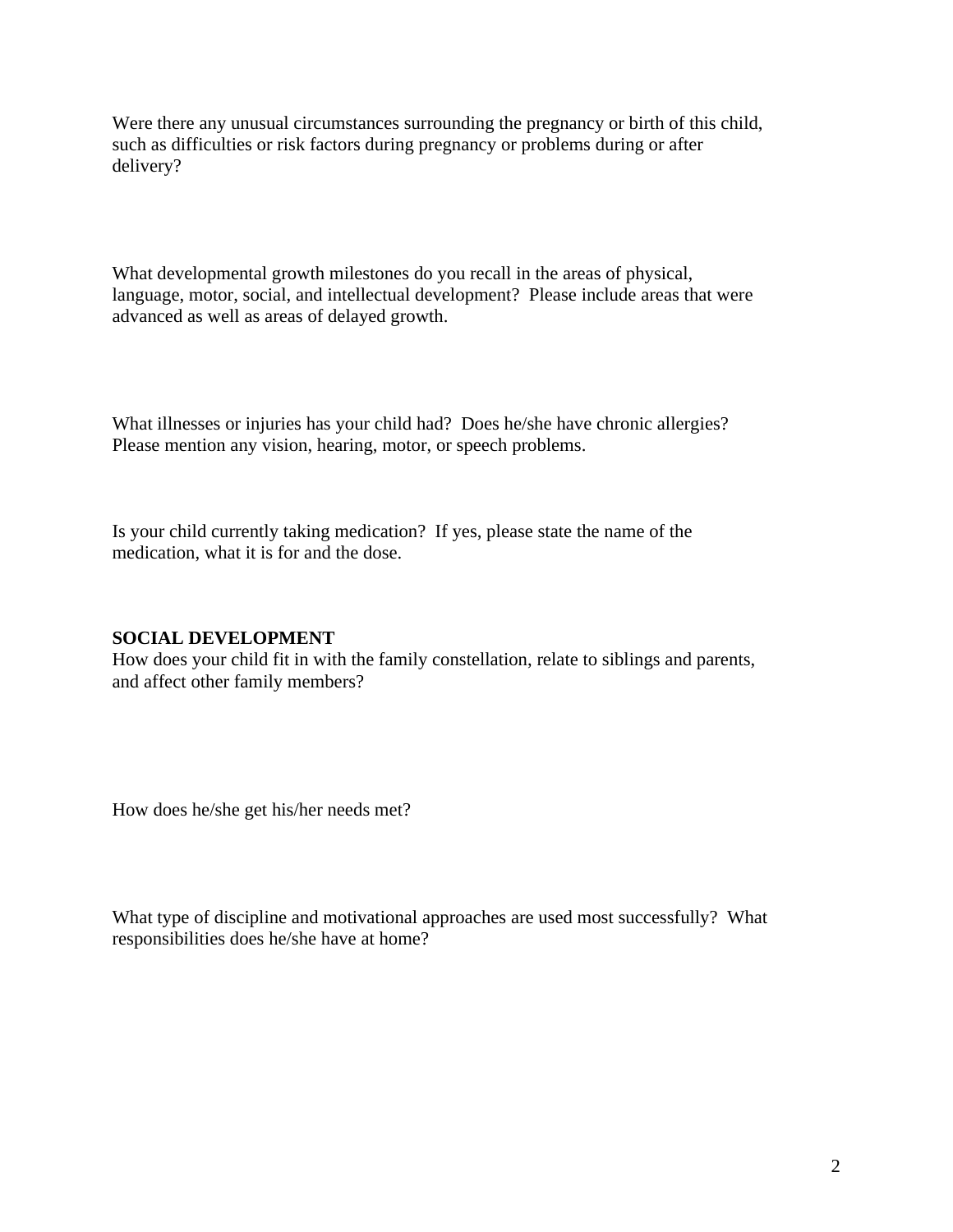Were there any unusual circumstances surrounding the pregnancy or birth of this child, such as difficulties or risk factors during pregnancy or problems during or after delivery?

What developmental growth milestones do you recall in the areas of physical, language, motor, social, and intellectual development? Please include areas that were advanced as well as areas of delayed growth.

What illnesses or injuries has your child had? Does he/she have chronic allergies? Please mention any vision, hearing, motor, or speech problems.

Is your child currently taking medication? If yes, please state the name of the medication, what it is for and the dose.

**SOCIAL DEVELOPMENT**

How does your child fit in with the family constellation, relate to siblings and parents, and affect other family members?

How does he/she get his/her needs met?

What type of discipline and motivational approaches are used most successfully? What responsibilities does he/she have at home?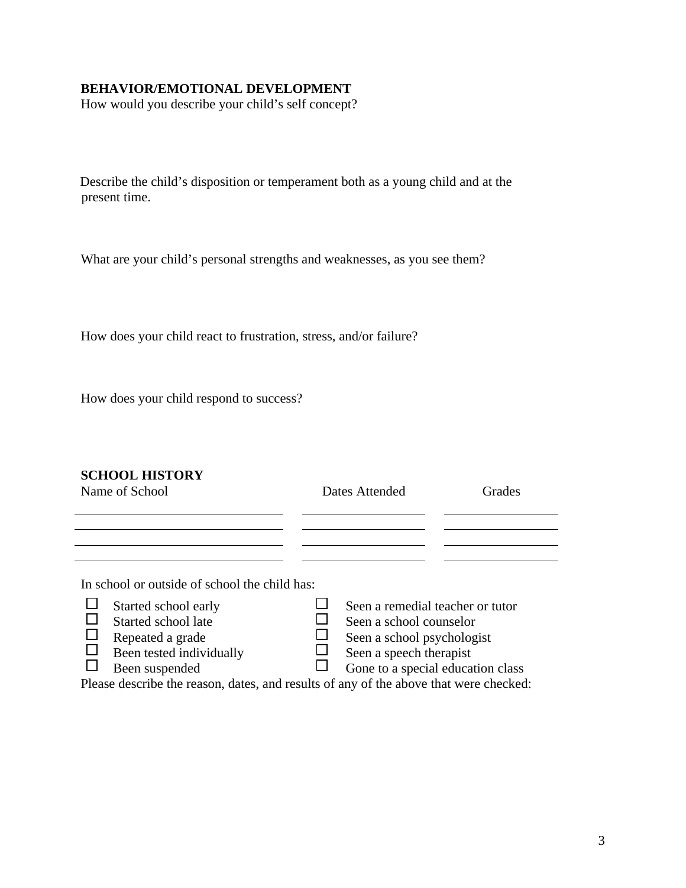**BEHAVIOR/EMOTIONAL DEVELOPMENT**

How would you describe your child's self concept?

Describe the child's disposition or temperament both as a young child and at the present time.

What are your child's personal strengths and weaknesses, as you see them?

How does your child react to frustration, stress, and/or failure?

How does your child respond to success?

**SCHOOL HISTORY**

| Name of School | Dates Attended | Grades |
|---|---|---|
| | | |
| | | |
| | | |
| | | |

In school or outside of school the child has:

- ☐ Started school early
- ☐ Started school late
- ☐ Repeated a grade
- ☐ Been tested individually
- ☐ Been suspended
- ☐ Seen a remedial teacher or tutor
- ☐ Seen a school counselor
- ☐ Seen a school psychologist
- ☐ Seen a speech therapist
- ☐ Gone to a special education class

Please describe the reason, dates, and results of any of the above that were checked: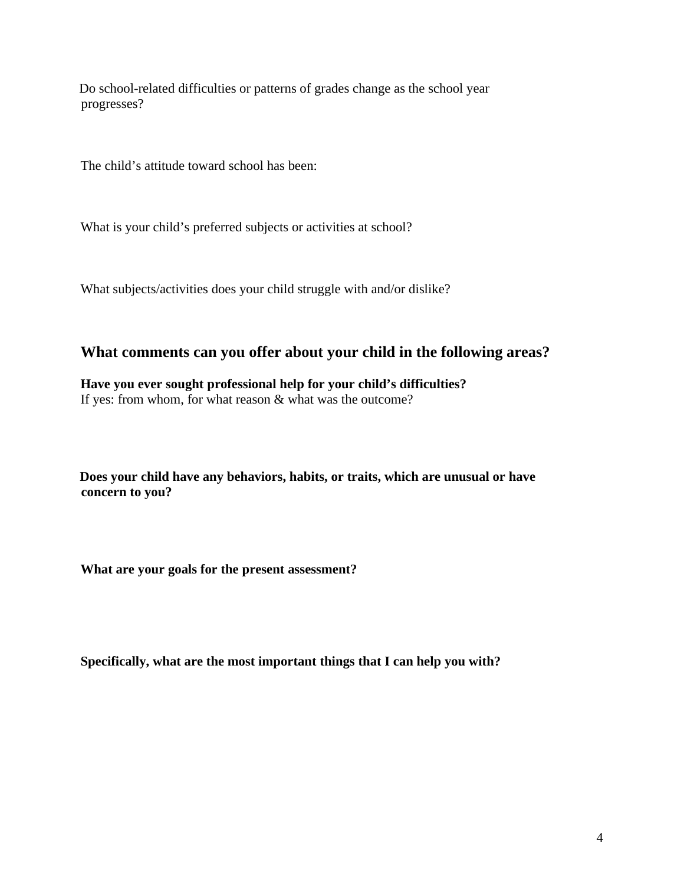Do school-related difficulties or patterns of grades change as the school year progresses?

The child's attitude toward school has been:

What is your child's preferred subjects or activities at school?

What subjects/activities does your child struggle with and/or dislike?

## What comments can you offer about your child in the following areas?

**Have you ever sought professional help for your child's difficulties?**
If yes: from whom, for what reason & what was the outcome?

**Does your child have any behaviors, habits, or traits, which are unusual or have concern to you?**

**What are your goals for the present assessment?**

**Specifically, what are the most important things that I can help you with?**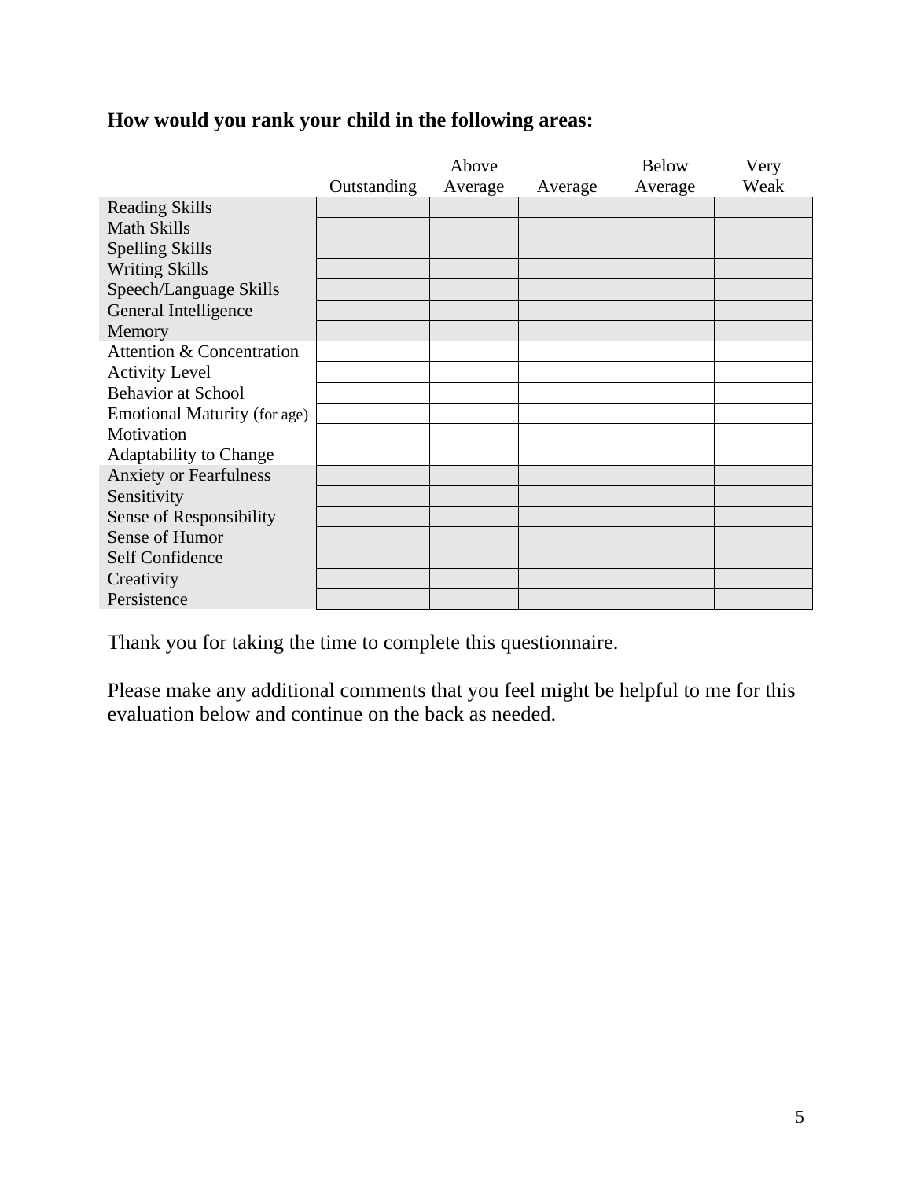**How would you rank your child in the following areas:**

| | Outstanding | Above Average | Average | Below Average | Very Weak |
|---|---|---|---|---|---|
| Reading Skills | | | | | |
| Math Skills | | | | | |
| Spelling Skills | | | | | |
| Writing Skills | | | | | |
| Speech/Language Skills | | | | | |
| General Intelligence | | | | | |
| Memory | | | | | |
| Attention & Concentration | | | | | |
| Activity Level | | | | | |
| Behavior at School | | | | | |
| Emotional Maturity (for age) | | | | | |
| Motivation | | | | | |
| Adaptability to Change | | | | | |
| Anxiety or Fearfulness | | | | | |
| Sensitivity | | | | | |
| Sense of Responsibility | | | | | |
| Sense of Humor | | | | | |
| Self Confidence | | | | | |
| Creativity | | | | | |
| Persistence | | | | | |

Thank you for taking the time to complete this questionnaire.

Please make any additional comments that you feel might be helpful to me for this evaluation below and continue on the back as needed.